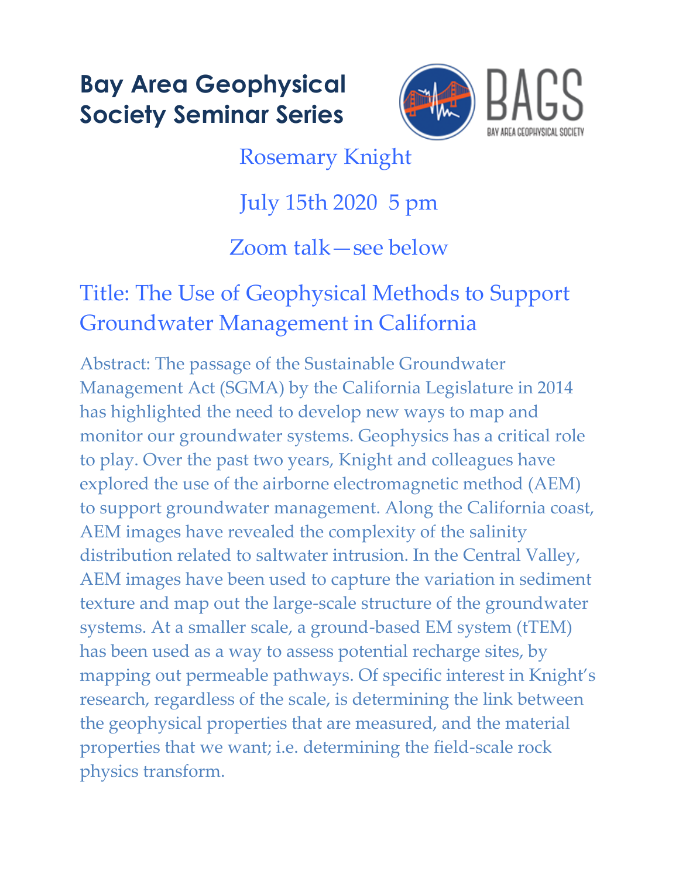# Bay Area Geophysical Society Seminar Series

BAGS
BAY AREA GEOPHYSICAL SOCIETY

Rosemary Knight

July 15th 2020 5 pm

Zoom talk—see below

## Title: The Use of Geophysical Methods to Support Groundwater Management in California

Abstract: The passage of the Sustainable Groundwater Management Act (SGMA) by the California Legislature in 2014 has highlighted the need to develop new ways to map and monitor our groundwater systems. Geophysics has a critical role to play. Over the past two years, Knight and colleagues have explored the use of the airborne electromagnetic method (AEM) to support groundwater management. Along the California coast, AEM images have revealed the complexity of the salinity distribution related to saltwater intrusion. In the Central Valley, AEM images have been used to capture the variation in sediment texture and map out the large-scale structure of the groundwater systems. At a smaller scale, a ground-based EM system (tTEM) has been used as a way to assess potential recharge sites, by mapping out permeable pathways. Of specific interest in Knight's research, regardless of the scale, is determining the link between the geophysical properties that are measured, and the material properties that we want; i.e. determining the field-scale rock physics transform.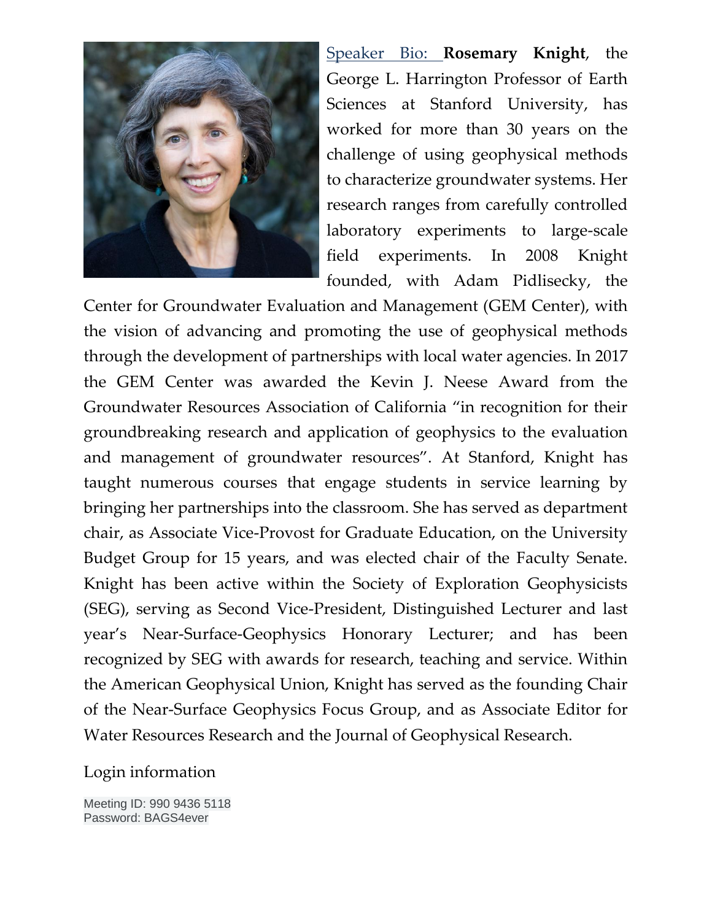Speaker Bio: **Rosemary Knight**, the George L. Harrington Professor of Earth Sciences at Stanford University, has worked for more than 30 years on the challenge of using geophysical methods to characterize groundwater systems. Her research ranges from carefully controlled laboratory experiments to large-scale field experiments. In 2008 Knight founded, with Adam Pidlisecky, the Center for Groundwater Evaluation and Management (GEM Center), with the vision of advancing and promoting the use of geophysical methods through the development of partnerships with local water agencies. In 2017 the GEM Center was awarded the Kevin J. Neese Award from the Groundwater Resources Association of California "in recognition for their groundbreaking research and application of geophysics to the evaluation and management of groundwater resources". At Stanford, Knight has taught numerous courses that engage students in service learning by bringing her partnerships into the classroom. She has served as department chair, as Associate Vice-Provost for Graduate Education, on the University Budget Group for 15 years, and was elected chair of the Faculty Senate. Knight has been active within the Society of Exploration Geophysicists (SEG), serving as Second Vice-President, Distinguished Lecturer and last year's Near-Surface-Geophysics Honorary Lecturer; and has been recognized by SEG with awards for research, teaching and service. Within the American Geophysical Union, Knight has served as the founding Chair of the Near-Surface Geophysics Focus Group, and as Associate Editor for Water Resources Research and the Journal of Geophysical Research.

Login information

Meeting ID: 990 9436 5118
Password: BAGS4ever